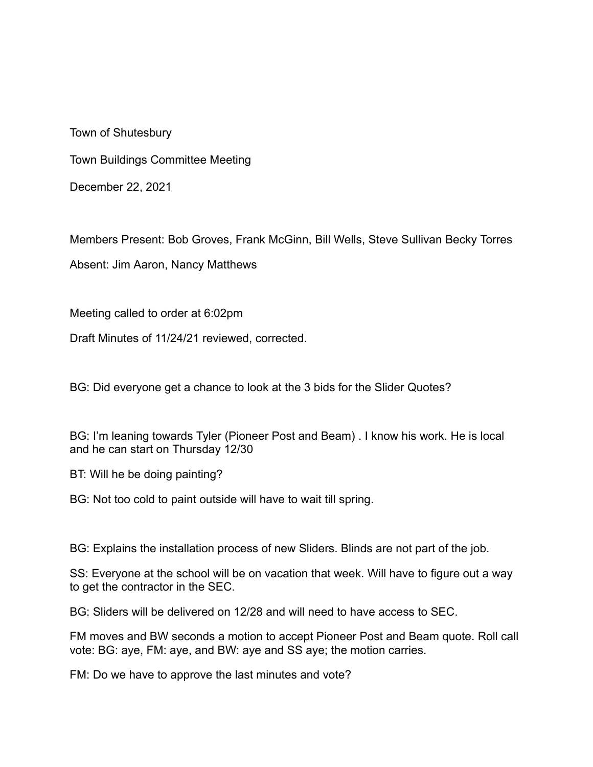Town of Shutesbury

Town Buildings Committee Meeting

December 22, 2021

Members Present: Bob Groves, Frank McGinn, Bill Wells, Steve Sullivan Becky Torres

Absent: Jim Aaron, Nancy Matthews

Meeting called to order at 6:02pm

Draft Minutes of 11/24/21 reviewed, corrected.

BG: Did everyone get a chance to look at the 3 bids for the Slider Quotes?

BG: I'm leaning towards Tyler (Pioneer Post and Beam) . I know his work. He is local and he can start on Thursday 12/30

BT: Will he be doing painting?

BG: Not too cold to paint outside will have to wait till spring.

BG: Explains the installation process of new Sliders. Blinds are not part of the job.

SS: Everyone at the school will be on vacation that week. Will have to figure out a way to get the contractor in the SEC.

BG: Sliders will be delivered on 12/28 and will need to have access to SEC.

FM moves and BW seconds a motion to accept Pioneer Post and Beam quote. Roll call vote: BG: aye, FM: aye, and BW: aye and SS aye; the motion carries.

FM: Do we have to approve the last minutes and vote?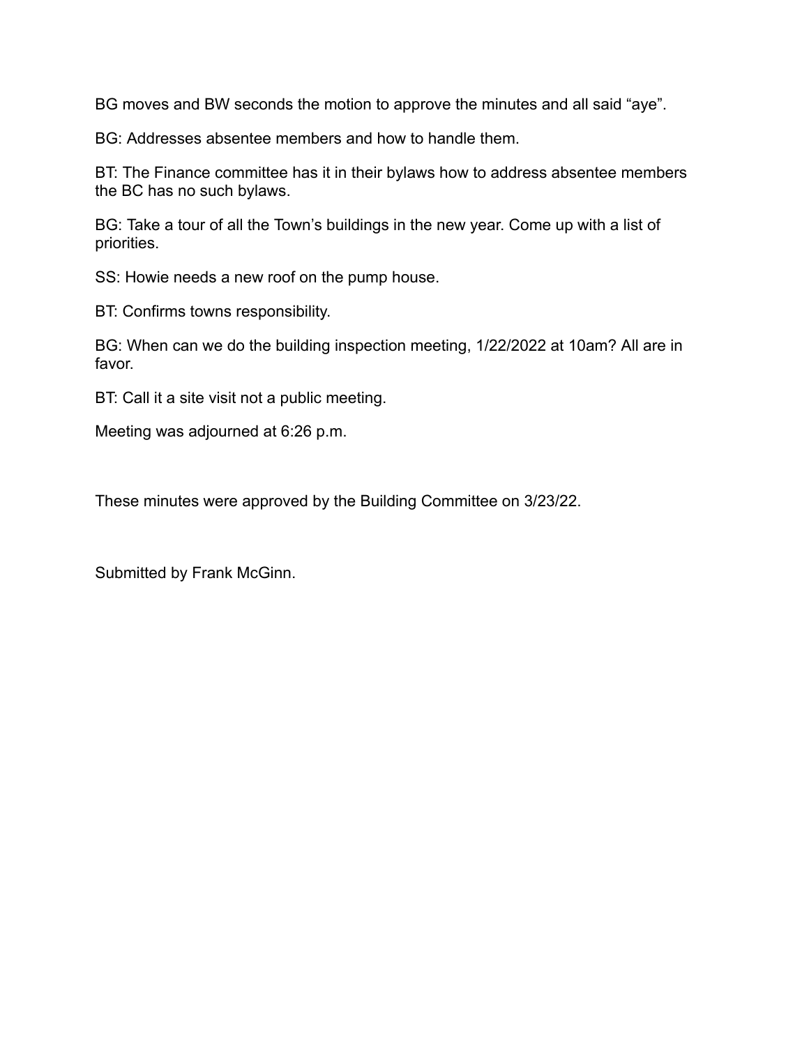BG moves and BW seconds the motion to approve the minutes and all said "aye".

BG: Addresses absentee members and how to handle them.

BT: The Finance committee has it in their bylaws how to address absentee members the BC has no such bylaws.

BG: Take a tour of all the Town's buildings in the new year. Come up with a list of priorities.

SS: Howie needs a new roof on the pump house.

BT: Confirms towns responsibility.

BG: When can we do the building inspection meeting, 1/22/2022 at 10am? All are in favor.

BT: Call it a site visit not a public meeting.

Meeting was adjourned at 6:26 p.m.

These minutes were approved by the Building Committee on 3/23/22.

Submitted by Frank McGinn.